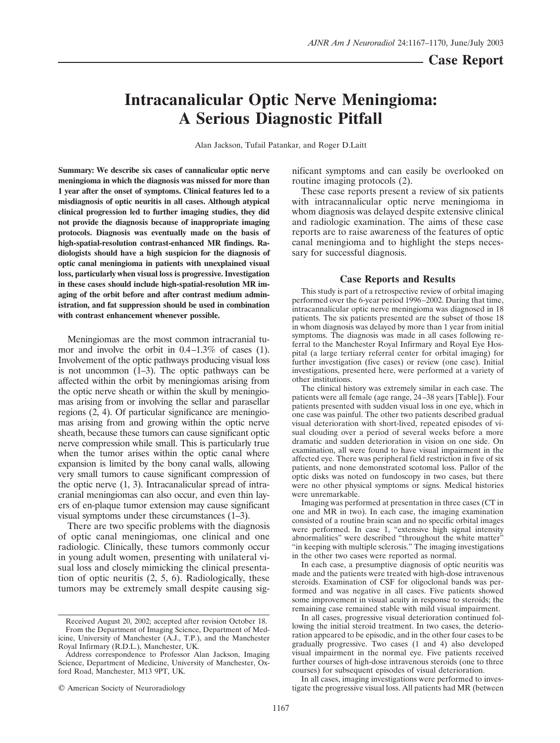**Case Report**

# Intracanalicular Optic Nerve Meningioma: A Serious Diagnostic Pitfall

Alan Jackson, Tufail Patankar, and Roger D.Laitt

**Summary: We describe six cases of cannalicular optic nerve meningioma in which the diagnosis was missed for more than 1 year after the onset of symptoms. Clinical features led to a misdiagnosis of optic neuritis in all cases. Although atypical clinical progression led to further imaging studies, they did not provide the diagnosis because of inappropriate imaging protocols. Diagnosis was eventually made on the basis of high-spatial-resolution contrast-enhanced MR findings. Radiologists should have a high suspicion for the diagnosis of optic canal meningioma in patients with unexplained visual loss, particularly when visual loss is progressive. Investigation in these cases should include high-spatial-resolution MR imaging of the orbit before and after contrast medium administration, and fat suppression should be used in combination with contrast enhancement whenever possible.**

Meningiomas are the most common intracranial tumor and involve the orbit in 0.4–1.3% of cases (1). Involvement of the optic pathways producing visual loss is not uncommon (1–3). The optic pathways can be affected within the orbit by meningiomas arising from the optic nerve sheath or within the skull by meningiomas arising from or involving the sellar and parasellar regions (2, 4). Of particular significance are meningiomas arising from and growing within the optic nerve sheath, because these tumors can cause significant optic nerve compression while small. This is particularly true when the tumor arises within the optic canal where expansion is limited by the bony canal walls, allowing very small tumors to cause significant compression of the optic nerve (1, 3). Intracanalicular spread of intracranial meningiomas can also occur, and even thin layers of en-plaque tumor extension may cause significant visual symptoms under these circumstances (1–3).

There are two specific problems with the diagnosis of optic canal meningiomas, one clinical and one radiologic. Clinically, these tumors commonly occur in young adult women, presenting with unilateral visual loss and closely mimicking the clinical presentation of optic neuritis (2, 5, 6). Radiologically, these tumors may be extremely small despite causing significant symptoms and can easily be overlooked on routine imaging protocols (2).

These case reports present a review of six patients with intracannalicular optic nerve meningioma in whom diagnosis was delayed despite extensive clinical and radiologic examination. The aims of these case reports are to raise awareness of the features of optic canal meningioma and to highlight the steps necessary for successful diagnosis.

## Case Reports and Results

This study is part of a retrospective review of orbital imaging performed over the 6-year period 1996–2002. During that time, intracanalicular optic nerve meningioma was diagnosed in 18 patients. The six patients presented are the subset of those 18 in whom diagnosis was delayed by more than 1 year from initial symptoms. The diagnosis was made in all cases following referral to the Manchester Royal Infirmary and Royal Eye Hospital (a large tertiary referral center for orbital imaging) for further investigation (five cases) or review (one case). Initial investigations, presented here, were performed at a variety of other institutions.

The clinical history was extremely similar in each case. The patients were all female (age range, 24–38 years [Table]). Four patients presented with sudden visual loss in one eye, which in one case was painful. The other two patients described gradual visual deterioration with short-lived, repeated episodes of visual clouding over a period of several weeks before a more dramatic and sudden deterioration in vision on one side. On examination, all were found to have visual impairment in the affected eye. There was peripheral field restriction in five of six patients, and none demonstrated scotomal loss. Pallor of the optic disks was noted on fundoscopy in two cases, but there were no other physical symptoms or signs. Medical histories were unremarkable.

Imaging was performed at presentation in three cases (CT in one and MR in two). In each case, the imaging examination consisted of a routine brain scan and no specific orbital images were performed. In case 1, "extensive high signal intensity abnormalities" were described "throughout the white matter" "in keeping with multiple sclerosis." The imaging investigations in the other two cases were reported as normal.

In each case, a presumptive diagnosis of optic neuritis was made and the patients were treated with high-dose intravenous steroids. Examination of CSF for oligoclonal bands was performed and was negative in all cases. Five patients showed some improvement in visual acuity in response to steroids; the remaining case remained stable with mild visual impairment.

In all cases, progressive visual deterioration continued following the initial steroid treatment. In two cases, the deterioration appeared to be episodic, and in the other four cases to be gradually progressive. Two cases (1 and 4) also developed visual impairment in the normal eye. Five patients received further courses of high-dose intravenous steroids (one to three courses) for subsequent episodes of visual deterioration.

In all cases, imaging investigations were performed to investigate the progressive visual loss. All patients had MR (between

Received August 20, 2002; accepted after revision October 18.

From the Department of Imaging Science, Department of Medicine, University of Manchester (A.J., T.P.), and the Manchester Royal Infirmary (R.D.L.), Manchester, UK.

Address correspondence to Professor Alan Jackson, Imaging Science, Department of Medicine, University of Manchester, Oxford Road, Manchester, M13 9PT, UK.

© American Society of Neuroradiology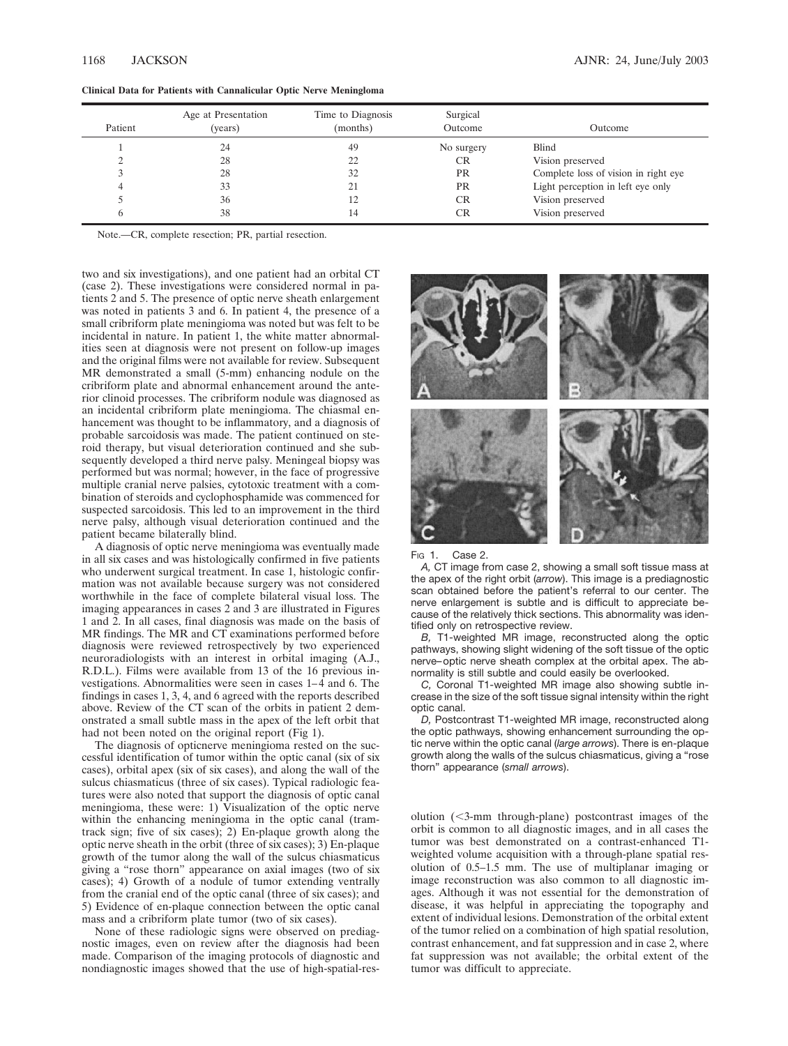**Clinical Data for Patients with Cannalicular Optic Nerve Meningioma**

| Patient | Age at Presentation (years) | Time to Diagnosis (months) | Surgical Outcome | Outcome |
|---|---|---|---|---|
| 1 | 24 | 49 | No surgery | Blind |
| 2 | 28 | 22 | CR | Vision preserved |
| 3 | 28 | 32 | PR | Complete loss of vision in right eye |
| 4 | 33 | 21 | PR | Light perception in left eye only |
| 5 | 36 | 12 | CR | Vision preserved |
| 6 | 38 | 14 | CR | Vision preserved |

Note.—CR, complete resection; PR, partial resection.

two and six investigations), and one patient had an orbital CT (case 2). These investigations were considered normal in patients 2 and 5. The presence of optic nerve sheath enlargement was noted in patients 3 and 6. In patient 4, the presence of a small cribriform plate meningioma was noted but was felt to be incidental in nature. In patient 1, the white matter abnormalities seen at diagnosis were not present on follow-up images and the original films were not available for review. Subsequent MR demonstrated a small (5-mm) enhancing nodule on the cribriform plate and abnormal enhancement around the anterior clinoid processes. The cribriform nodule was diagnosed as an incidental cribriform plate meningioma. The chiasmal enhancement was thought to be inflammatory, and a diagnosis of probable sarcoidosis was made. The patient continued on steroid therapy, but visual deterioration continued and she subsequently developed a third nerve palsy. Meningeal biopsy was performed but was normal; however, in the face of progressive multiple cranial nerve palsies, cytotoxic treatment with a combination of steroids and cyclophosphamide was commenced for suspected sarcoidosis. This led to an improvement in the third nerve palsy, although visual deterioration continued and the patient became bilaterally blind.

A diagnosis of optic nerve meningioma was eventually made in all six cases and was histologically confirmed in five patients who underwent surgical treatment. In case 1, histologic confirmation was not available because surgery was not considered worthwhile in the face of complete bilateral visual loss. The imaging appearances in cases 2 and 3 are illustrated in Figures 1 and 2. In all cases, final diagnosis was made on the basis of MR findings. The MR and CT examinations performed before diagnosis were reviewed retrospectively by two experienced neuroradiologists with an interest in orbital imaging (A.J., R.D.L.). Films were available from 13 of the 16 previous investigations. Abnormalities were seen in cases 1–4 and 6. The findings in cases 1, 3, 4, and 6 agreed with the reports described above. Review of the CT scan of the orbits in patient 2 demonstrated a small subtle mass in the apex of the left orbit that had not been noted on the original report (Fig 1).

The diagnosis of opticnerve meningioma rested on the successful identification of tumor within the optic canal (six of six cases), orbital apex (six of six cases), and along the wall of the sulcus chiasmaticus (three of six cases). Typical radiologic features were also noted that support the diagnosis of optic canal meningioma, these were: 1) Visualization of the optic nerve within the enhancing meningioma in the optic canal (tram-track sign; five of six cases); 2) En-plaque growth along the optic nerve sheath in the orbit (three of six cases); 3) En-plaque growth of the tumor along the wall of the sulcus chiasmaticus giving a "rose thorn" appearance on axial images (two of six cases); 4) Growth of a nodule of tumor extending ventrally from the cranial end of the optic canal (three of six cases); and 5) Evidence of en-plaque connection between the optic canal mass and a cribriform plate tumor (two of six cases).

None of these radiologic signs were observed on prediagnostic images, even on review after the diagnosis had been made. Comparison of the imaging protocols of diagnostic and nondiagnostic images showed that the use of high-spatial-resolution (<3-mm through-plane) postcontrast images of the orbit is common to all diagnostic images, and in all cases the tumor was best demonstrated on a contrast-enhanced T1-weighted volume acquisition with a through-plane spatial resolution of 0.5–1.5 mm. The use of multiplanar imaging or image reconstruction was also common to all diagnostic images. Although it was not essential for the demonstration of disease, it was helpful in appreciating the topography and extent of individual lesions. Demonstration of the orbital extent of the tumor relied on a combination of high spatial resolution, contrast enhancement, and fat suppression and in case 2, where fat suppression was not available; the orbital extent of the tumor was difficult to appreciate.

Fig 1. Case 2.

*A,* CT image from case 2, showing a small soft tissue mass at the apex of the right orbit (*arrow*). This image is a prediagnostic scan obtained before the patient's referral to our center. The nerve enlargement is subtle and is difficult to appreciate because of the relatively thick sections. This abnormality was identified only on retrospective review.

*B,* T1-weighted MR image, reconstructed along the optic pathways, showing slight widening of the soft tissue of the optic nerve–optic nerve sheath complex at the orbital apex. The abnormality is still subtle and could easily be overlooked.

*C,* Coronal T1-weighted MR image also showing subtle increase in the size of the soft tissue signal intensity within the right optic canal.

*D,* Postcontrast T1-weighted MR image, reconstructed along the optic pathways, showing enhancement surrounding the optic nerve within the optic canal (*large arrows*). There is en-plaque growth along the walls of the sulcus chiasmaticus, giving a "rose thorn" appearance (*small arrows*).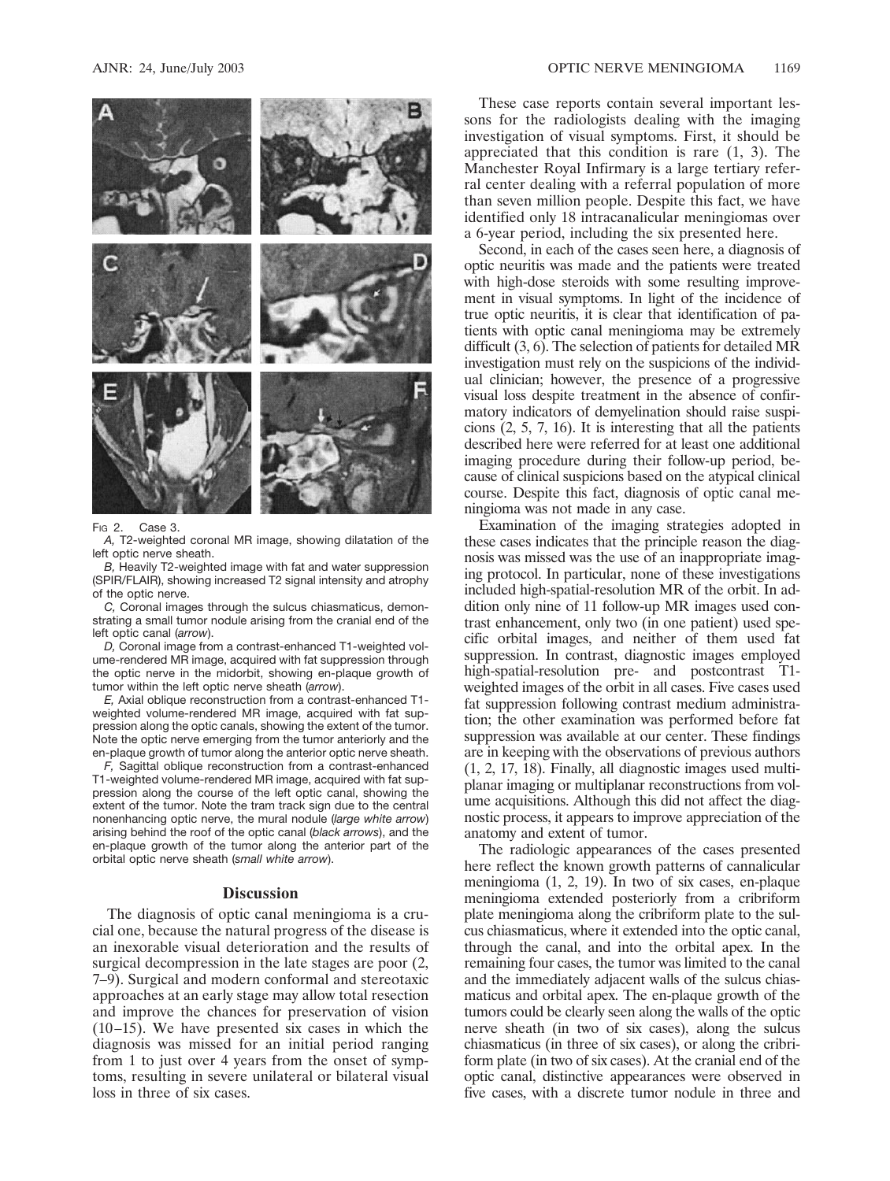FIG 2. Case 3.

*A,* T2-weighted coronal MR image, showing dilatation of the left optic nerve sheath.

*B,* Heavily T2-weighted image with fat and water suppression (SPIR/FLAIR), showing increased T2 signal intensity and atrophy of the optic nerve.

*C,* Coronal images through the sulcus chiasmaticus, demonstrating a small tumor nodule arising from the cranial end of the left optic canal (*arrow*).

*D,* Coronal image from a contrast-enhanced T1-weighted volume-rendered MR image, acquired with fat suppression through the optic nerve in the midorbit, showing en-plaque growth of tumor within the left optic nerve sheath (*arrow*).

*E,* Axial oblique reconstruction from a contrast-enhanced T1-weighted volume-rendered MR image, acquired with fat suppression along the optic canals, showing the extent of the tumor. Note the optic nerve emerging from the tumor anteriorly and the en-plaque growth of tumor along the anterior optic nerve sheath.

*F,* Sagittal oblique reconstruction from a contrast-enhanced T1-weighted volume-rendered MR image, acquired with fat suppression along the course of the left optic canal, showing the extent of the tumor. Note the tram track sign due to the central nonenhancing optic nerve, the mural nodule (*large white arrow*) arising behind the roof of the optic canal (*black arrows*), and the en-plaque growth of the tumor along the anterior part of the orbital optic nerve sheath (*small white arrow*).

## Discussion

The diagnosis of optic canal meningioma is a crucial one, because the natural progress of the disease is an inexorable visual deterioration and the results of surgical decompression in the late stages are poor (2, 7–9). Surgical and modern conformal and stereotaxic approaches at an early stage may allow total resection and improve the chances for preservation of vision (10–15). We have presented six cases in which the diagnosis was missed for an initial period ranging from 1 to just over 4 years from the onset of symptoms, resulting in severe unilateral or bilateral visual loss in three of six cases.

These case reports contain several important lessons for the radiologists dealing with the imaging investigation of visual symptoms. First, it should be appreciated that this condition is rare (1, 3). The Manchester Royal Infirmary is a large tertiary referral center dealing with a referral population of more than seven million people. Despite this fact, we have identified only 18 intracanalicular meningiomas over a 6-year period, including the six presented here.

Second, in each of the cases seen here, a diagnosis of optic neuritis was made and the patients were treated with high-dose steroids with some resulting improvement in visual symptoms. In light of the incidence of true optic neuritis, it is clear that identification of patients with optic canal meningioma may be extremely difficult (3, 6). The selection of patients for detailed MR investigation must rely on the suspicions of the individual clinician; however, the presence of a progressive visual loss despite treatment in the absence of confirmatory indicators of demyelination should raise suspicions (2, 5, 7, 16). It is interesting that all the patients described here were referred for at least one additional imaging procedure during their follow-up period, because of clinical suspicions based on the atypical clinical course. Despite this fact, diagnosis of optic canal meningioma was not made in any case.

Examination of the imaging strategies adopted in these cases indicates that the principle reason the diagnosis was missed was the use of an inappropriate imaging protocol. In particular, none of these investigations included high-spatial-resolution MR of the orbit. In addition only nine of 11 follow-up MR images used contrast enhancement, only two (in one patient) used specific orbital images, and neither of them used fat suppression. In contrast, diagnostic images employed high-spatial-resolution pre- and postcontrast T1-weighted images of the orbit in all cases. Five cases used fat suppression following contrast medium administration; the other examination was performed before fat suppression was available at our center. These findings are in keeping with the observations of previous authors (1, 2, 17, 18). Finally, all diagnostic images used multiplanar imaging or multiplanar reconstructions from volume acquisitions. Although this did not affect the diagnostic process, it appears to improve appreciation of the anatomy and extent of tumor.

The radiologic appearances of the cases presented here reflect the known growth patterns of cannalicular meningioma (1, 2, 19). In two of six cases, en-plaque meningioma extended posteriorly from a cribriform plate meningioma along the cribriform plate to the sulcus chiasmaticus, where it extended into the optic canal, through the canal, and into the orbital apex. In the remaining four cases, the tumor was limited to the canal and the immediately adjacent walls of the sulcus chiasmaticus and orbital apex. The en-plaque growth of the tumors could be clearly seen along the walls of the optic nerve sheath (in two of six cases), along the sulcus chiasmaticus (in three of six cases), or along the cribriform plate (in two of six cases). At the cranial end of the optic canal, distinctive appearances were observed in five cases, with a discrete tumor nodule in three and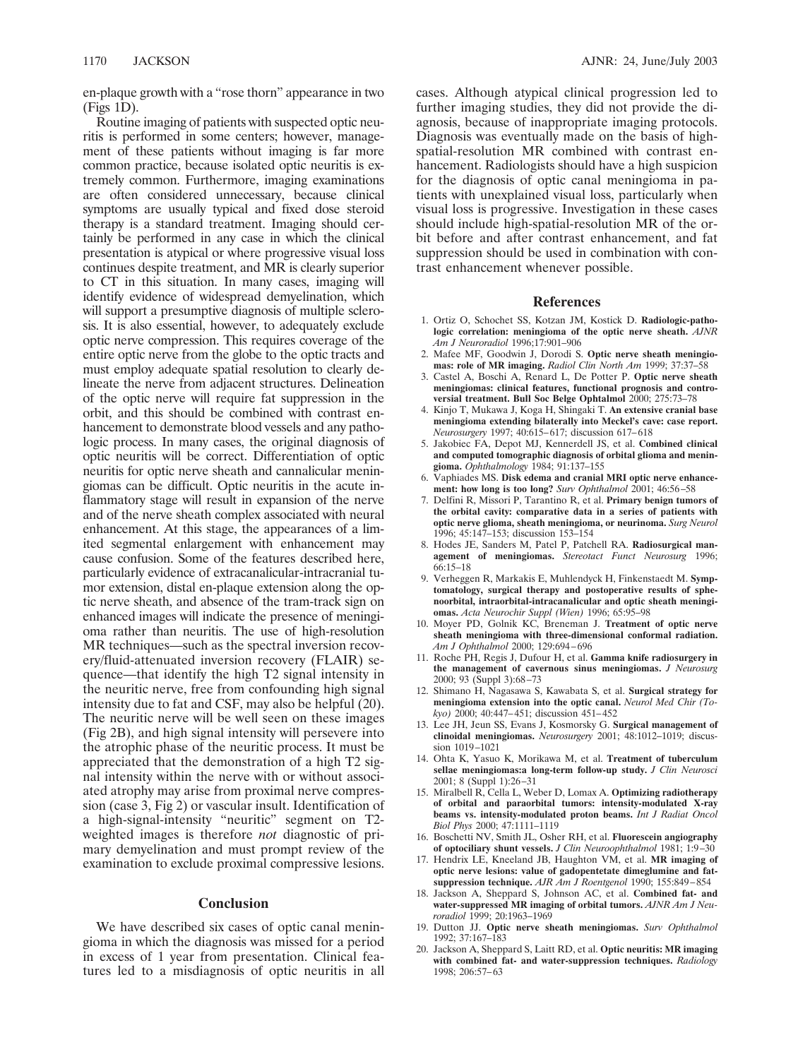en-plaque growth with a "rose thorn" appearance in two (Figs 1D).

Routine imaging of patients with suspected optic neuritis is performed in some centers; however, management of these patients without imaging is far more common practice, because isolated optic neuritis is extremely common. Furthermore, imaging examinations are often considered unnecessary, because clinical symptoms are usually typical and fixed dose steroid therapy is a standard treatment. Imaging should certainly be performed in any case in which the clinical presentation is atypical or where progressive visual loss continues despite treatment, and MR is clearly superior to CT in this situation. In many cases, imaging will identify evidence of widespread demyelination, which will support a presumptive diagnosis of multiple sclerosis. It is also essential, however, to adequately exclude optic nerve compression. This requires coverage of the entire optic nerve from the globe to the optic tracts and must employ adequate spatial resolution to clearly delineate the nerve from adjacent structures. Delineation of the optic nerve will require fat suppression in the orbit, and this should be combined with contrast enhancement to demonstrate blood vessels and any pathologic process. In many cases, the original diagnosis of optic neuritis will be correct. Differentiation of optic neuritis for optic nerve sheath and cannalicular meningiomas can be difficult. Optic neuritis in the acute inflammatory stage will result in expansion of the nerve and of the nerve sheath complex associated with neural enhancement. At this stage, the appearances of a limited segmental enlargement with enhancement may cause confusion. Some of the features described here, particularly evidence of extracanalicular-intracranial tumor extension, distal en-plaque extension along the optic nerve sheath, and absence of the tram-track sign on enhanced images will indicate the presence of meningioma rather than neuritis. The use of high-resolution MR techniques—such as the spectral inversion recovery/fluid-attenuated inversion recovery (FLAIR) sequence—that identify the high T2 signal intensity in the neuritic nerve, free from confounding high signal intensity due to fat and CSF, may also be helpful (20). The neuritic nerve will be well seen on these images (Fig 2B), and high signal intensity will persevere into the atrophic phase of the neuritic process. It must be appreciated that the demonstration of a high T2 signal intensity within the nerve with or without associated atrophy may arise from proximal nerve compression (case 3, Fig 2) or vascular insult. Identification of a high-signal-intensity "neuritic" segment on T2-weighted images is therefore *not* diagnostic of primary demyelination and must prompt review of the examination to exclude proximal compressive lesions.

## Conclusion

We have described six cases of optic canal meningioma in which the diagnosis was missed for a period in excess of 1 year from presentation. Clinical features led to a misdiagnosis of optic neuritis in all cases. Although atypical clinical progression led to further imaging studies, they did not provide the diagnosis, because of inappropriate imaging protocols. Diagnosis was eventually made on the basis of high-spatial-resolution MR combined with contrast enhancement. Radiologists should have a high suspicion for the diagnosis of optic canal meningioma in patients with unexplained visual loss, particularly when visual loss is progressive. Investigation in these cases should include high-spatial-resolution MR of the orbit before and after contrast enhancement, and fat suppression should be used in combination with contrast enhancement whenever possible.

## References

1. Ortiz O, Schochet SS, Kotzan JM, Kostick D. **Radiologic-pathologic correlation: meningioma of the optic nerve sheath.** *AJNR Am J Neuroradiol* 1996;17:901–906
2. Mafee MF, Goodwin J, Dorodi S. **Optic nerve sheath meningiomas: role of MR imaging.** *Radiol Clin North Am* 1999; 37:37–58
3. Castel A, Boschi A, Renard L, De Potter P. **Optic nerve sheath meningiomas: clinical features, functional prognosis and controversial treatment. Bull Soc Belge Ophtalmol** 2000; 275:73–78
4. Kinjo T, Mukawa J, Koga H, Shingaki T. **An extensive cranial base meningioma extending bilaterally into Meckel's cave: case report.** *Neurosurgery* 1997; 40:615–617; discussion 617–618
5. Jakobiec FA, Depot MJ, Kennerdell JS, et al. **Combined clinical and computed tomographic diagnosis of orbital glioma and meningioma.** *Ophthalmology* 1984; 91:137–155
6. Vaphiades MS. **Disk edema and cranial MRI optic nerve enhancement: how long is too long?** *Surv Ophthalmol* 2001; 46:56–58
7. Delfini R, Missori P, Tarantino R, et al. **Primary benign tumors of the orbital cavity: comparative data in a series of patients with optic nerve glioma, sheath meningioma, or neurinoma.** *Surg Neurol* 1996; 45:147–153; discussion 153–154
8. Hodes JE, Sanders M, Patel P, Patchell RA. **Radiosurgical management of meningiomas.** *Stereotact Funct Neurosurg* 1996; 66:15–18
9. Verheggen R, Markakis E, Muhlendyck H, Finkenstaedt M. **Symptomatology, surgical therapy and postoperative results of sphenoorbital, intraorbital-intracanalicular and optic sheath meningiomas.** *Acta Neurochir Suppl (Wien)* 1996; 65:95–98
10. Moyer PD, Golnik KC, Breneman J. **Treatment of optic nerve sheath meningioma with three-dimensional conformal radiation.** *Am J Ophthalmol* 2000; 129:694–696
11. Roche PH, Regis J, Dufour H, et al. **Gamma knife radiosurgery in the management of cavernous sinus meningiomas.** *J Neurosurg* 2000; 93 (Suppl 3):68–73
12. Shimano H, Nagasawa S, Kawabata S, et al. **Surgical strategy for meningioma extension into the optic canal.** *Neurol Med Chir (Tokyo)* 2000; 40:447–451; discussion 451–452
13. Lee JH, Jeun SS, Evans J, Kosmorsky G. **Surgical management of clinoidal meningiomas.** *Neurosurgery* 2001; 48:1012–1019; discussion 1019–1021
14. Ohta K, Yasuo K, Morikawa M, et al. **Treatment of tuberculum sellae meningiomas:a long-term follow-up study.** *J Clin Neurosci* 2001; 8 (Suppl 1):26–31
15. Miralbell R, Cella L, Weber D, Lomax A. **Optimizing radiotherapy of orbital and paraorbital tumors: intensity-modulated X-ray beams vs. intensity-modulated proton beams.** *Int J Radiat Oncol Biol Phys* 2000; 47:1111–1119
16. Boschetti NV, Smith JL, Osher RH, et al. **Fluorescein angiography of optociliary shunt vessels.** *J Clin Neuroophthalmol* 1981; 1:9–30
17. Hendrix LE, Kneeland JB, Haughton VM, et al. **MR imaging of optic nerve lesions: value of gadopentetate dimeglumine and fat-suppression technique.** *AJR Am J Roentgenol* 1990; 155:849–854
18. Jackson A, Sheppard S, Johnson AC, et al. **Combined fat- and water-suppressed MR imaging of orbital tumors.** *AJNR Am J Neuroradiol* 1999; 20:1963–1969
19. Dutton JJ. **Optic nerve sheath meningiomas.** *Surv Ophthalmol* 1992; 37:167–183
20. Jackson A, Sheppard S, Laitt RD, et al. **Optic neuritis: MR imaging with combined fat- and water-suppression techniques.** *Radiology* 1998; 206:57–63